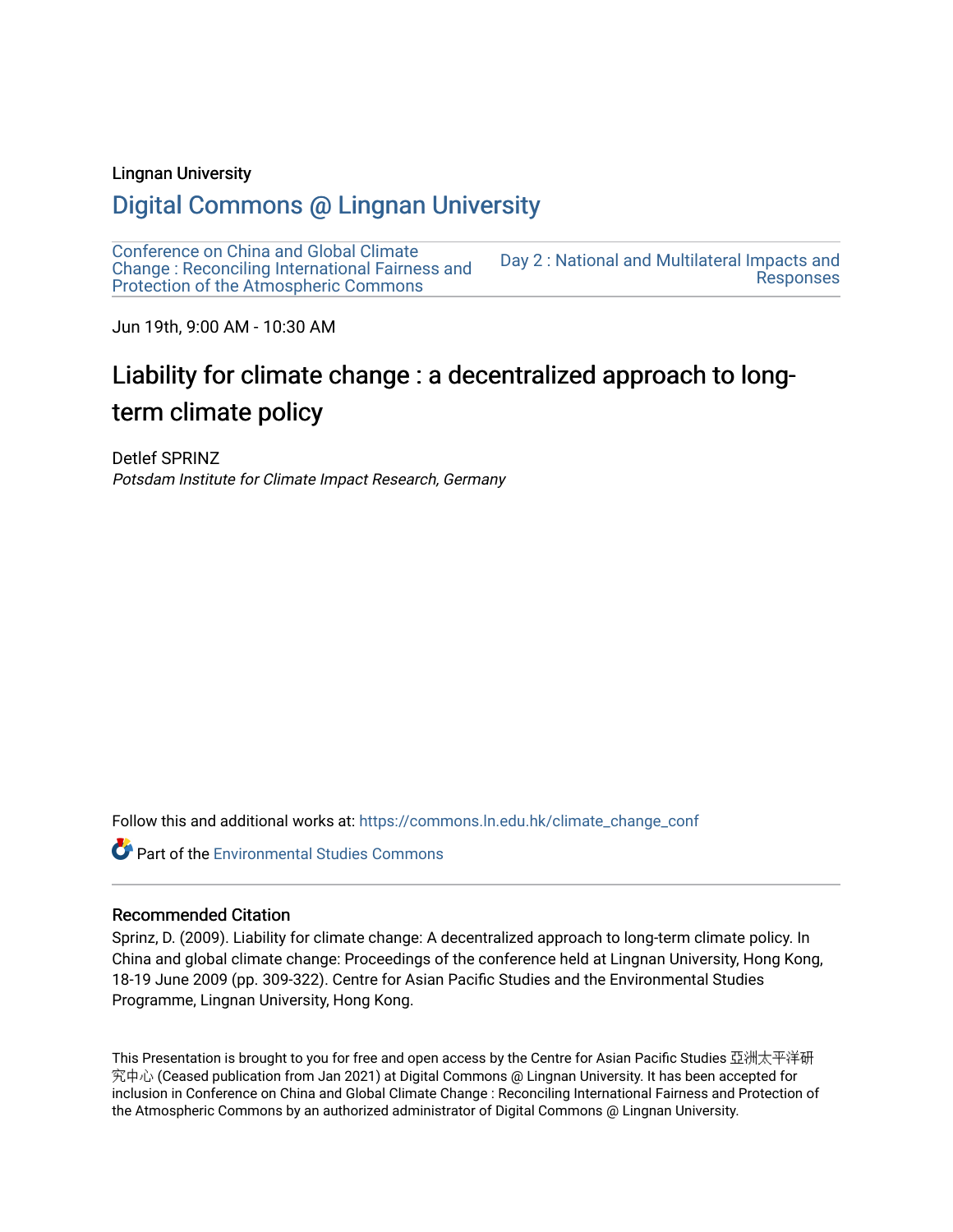Lingnan University

# Digital Commons @ Lingnan University

Conference on China and Global Climate Change : Reconciling International Fairness and Protection of the Atmospheric Commons

Day 2 : National and Multilateral Impacts and Responses

Jun 19th, 9:00 AM - 10:30 AM

## Liability for climate change : a decentralized approach to long-term climate policy

Detlef SPRINZ

*Potsdam Institute for Climate Impact Research, Germany*

Follow this and additional works at: https://commons.ln.edu.hk/climate_change_conf

Part of the Environmental Studies Commons

### Recommended Citation

Sprinz, D. (2009). Liability for climate change: A decentralized approach to long-term climate policy. In China and global climate change: Proceedings of the conference held at Lingnan University, Hong Kong, 18-19 June 2009 (pp. 309-322). Centre for Asian Pacific Studies and the Environmental Studies Programme, Lingnan University, Hong Kong.

This Presentation is brought to you for free and open access by the Centre for Asian Pacific Studies 亞洲太平洋研究中心 (Ceased publication from Jan 2021) at Digital Commons @ Lingnan University. It has been accepted for inclusion in Conference on China and Global Climate Change : Reconciling International Fairness and Protection of the Atmospheric Commons by an authorized administrator of Digital Commons @ Lingnan University.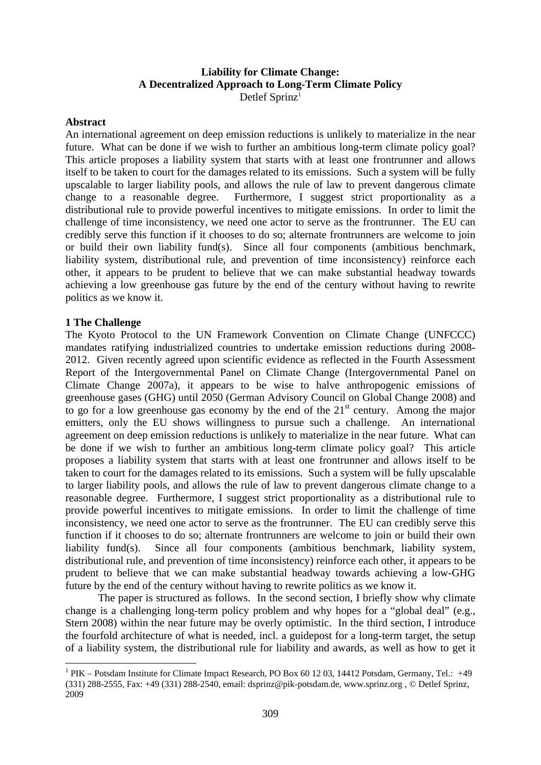**Liability for Climate Change: A Decentralized Approach to Long-Term Climate Policy**

Detlef Sprinz[1]

**Abstract**

An international agreement on deep emission reductions is unlikely to materialize in the near future. What can be done if we wish to further an ambitious long-term climate policy goal? This article proposes a liability system that starts with at least one frontrunner and allows itself to be taken to court for the damages related to its emissions. Such a system will be fully upscalable to larger liability pools, and allows the rule of law to prevent dangerous climate change to a reasonable degree. Furthermore, I suggest strict proportionality as a distributional rule to provide powerful incentives to mitigate emissions. In order to limit the challenge of time inconsistency, we need one actor to serve as the frontrunner. The EU can credibly serve this function if it chooses to do so; alternate frontrunners are welcome to join or build their own liability fund(s). Since all four components (ambitious benchmark, liability system, distributional rule, and prevention of time inconsistency) reinforce each other, it appears to be prudent to believe that we can make substantial headway towards achieving a low greenhouse gas future by the end of the century without having to rewrite politics as we know it.

**1 The Challenge**

The Kyoto Protocol to the UN Framework Convention on Climate Change (UNFCCC) mandates ratifying industrialized countries to undertake emission reductions during 2008-2012. Given recently agreed upon scientific evidence as reflected in the Fourth Assessment Report of the Intergovernmental Panel on Climate Change (Intergovernmental Panel on Climate Change 2007a), it appears to be wise to halve anthropogenic emissions of greenhouse gases (GHG) until 2050 (German Advisory Council on Global Change 2008) and to go for a low greenhouse gas economy by the end of the 21st century. Among the major emitters, only the EU shows willingness to pursue such a challenge. An international agreement on deep emission reductions is unlikely to materialize in the near future. What can be done if we wish to further an ambitious long-term climate policy goal? This article proposes a liability system that starts with at least one frontrunner and allows itself to be taken to court for the damages related to its emissions. Such a system will be fully upscalable to larger liability pools, and allows the rule of law to prevent dangerous climate change to a reasonable degree. Furthermore, I suggest strict proportionality as a distributional rule to provide powerful incentives to mitigate emissions. In order to limit the challenge of time inconsistency, we need one actor to serve as the frontrunner. The EU can credibly serve this function if it chooses to do so; alternate frontrunners are welcome to join or build their own liability fund(s). Since all four components (ambitious benchmark, liability system, distributional rule, and prevention of time inconsistency) reinforce each other, it appears to be prudent to believe that we can make substantial headway towards achieving a low-GHG future by the end of the century without having to rewrite politics as we know it.

The paper is structured as follows. In the second section, I briefly show why climate change is a challenging long-term policy problem and why hopes for a "global deal" (e.g., Stern 2008) within the near future may be overly optimistic. In the third section, I introduce the fourfold architecture of what is needed, incl. a guidepost for a long-term target, the setup of a liability system, the distributional rule for liability and awards, as well as how to get it

[1] PIK – Potsdam Institute for Climate Impact Research, PO Box 60 12 03, 14412 Potsdam, Germany, Tel.: +49 (331) 288-2555, Fax: +49 (331) 288-2540, email: dsprinz@pik-potsdam.de, www.sprinz.org , © Detlef Sprinz, 2009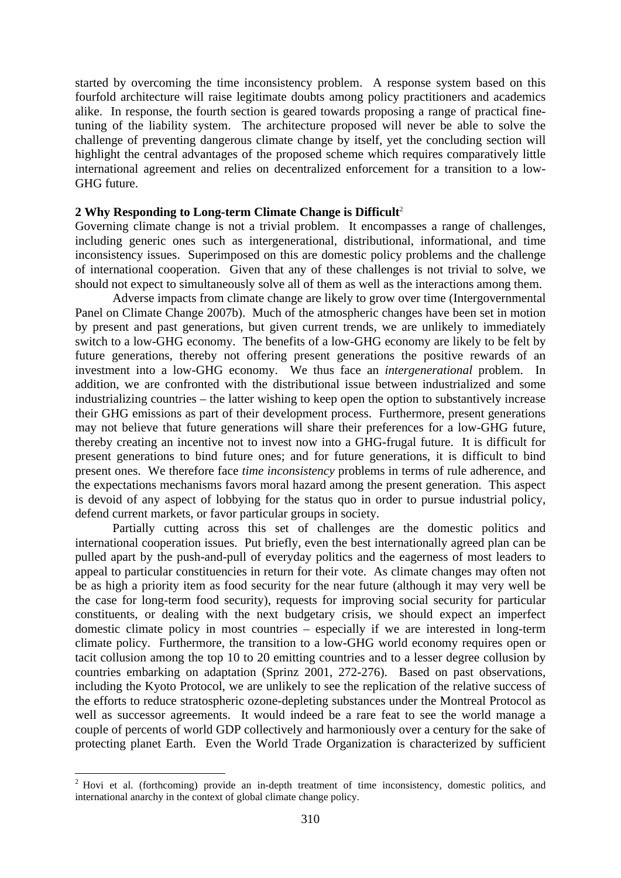started by overcoming the time inconsistency problem. A response system based on this fourfold architecture will raise legitimate doubts among policy practitioners and academics alike. In response, the fourth section is geared towards proposing a range of practical fine-tuning of the liability system. The architecture proposed will never be able to solve the challenge of preventing dangerous climate change by itself, yet the concluding section will highlight the central advantages of the proposed scheme which requires comparatively little international agreement and relies on decentralized enforcement for a transition to a low-GHG future.

## 2 Why Responding to Long-term Climate Change is Difficult[2]

Governing climate change is not a trivial problem. It encompasses a range of challenges, including generic ones such as intergenerational, distributional, informational, and time inconsistency issues. Superimposed on this are domestic policy problems and the challenge of international cooperation. Given that any of these challenges is not trivial to solve, we should not expect to simultaneously solve all of them as well as the interactions among them.

Adverse impacts from climate change are likely to grow over time (Intergovernmental Panel on Climate Change 2007b). Much of the atmospheric changes have been set in motion by present and past generations, but given current trends, we are unlikely to immediately switch to a low-GHG economy. The benefits of a low-GHG economy are likely to be felt by future generations, thereby not offering present generations the positive rewards of an investment into a low-GHG economy. We thus face an *intergenerational* problem. In addition, we are confronted with the distributional issue between industrialized and some industrializing countries – the latter wishing to keep open the option to substantively increase their GHG emissions as part of their development process. Furthermore, present generations may not believe that future generations will share their preferences for a low-GHG future, thereby creating an incentive not to invest now into a GHG-frugal future. It is difficult for present generations to bind future ones; and for future generations, it is difficult to bind present ones. We therefore face *time inconsistency* problems in terms of rule adherence, and the expectations mechanisms favors moral hazard among the present generation. This aspect is devoid of any aspect of lobbying for the status quo in order to pursue industrial policy, defend current markets, or favor particular groups in society.

Partially cutting across this set of challenges are the domestic politics and international cooperation issues. Put briefly, even the best internationally agreed plan can be pulled apart by the push-and-pull of everyday politics and the eagerness of most leaders to appeal to particular constituencies in return for their vote. As climate changes may often not be as high a priority item as food security for the near future (although it may very well be the case for long-term food security), requests for improving social security for particular constituents, or dealing with the next budgetary crisis, we should expect an imperfect domestic climate policy in most countries – especially if we are interested in long-term climate policy. Furthermore, the transition to a low-GHG world economy requires open or tacit collusion among the top 10 to 20 emitting countries and to a lesser degree collusion by countries embarking on adaptation (Sprinz 2001, 272-276). Based on past observations, including the Kyoto Protocol, we are unlikely to see the replication of the relative success of the efforts to reduce stratospheric ozone-depleting substances under the Montreal Protocol as well as successor agreements. It would indeed be a rare feat to see the world manage a couple of percents of world GDP collectively and harmoniously over a century for the sake of protecting planet Earth. Even the World Trade Organization is characterized by sufficient

[2] Hovi et al. (forthcoming) provide an in-depth treatment of time inconsistency, domestic politics, and international anarchy in the context of global climate change policy.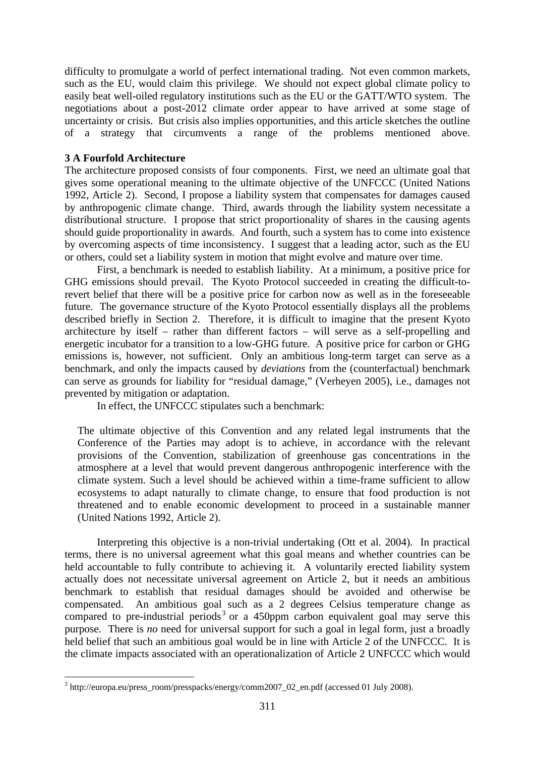difficulty to promulgate a world of perfect international trading. Not even common markets, such as the EU, would claim this privilege. We should not expect global climate policy to easily beat well-oiled regulatory institutions such as the EU or the GATT/WTO system. The negotiations about a post-2012 climate order appear to have arrived at some stage of uncertainty or crisis. But crisis also implies opportunities, and this article sketches the outline of a strategy that circumvents a range of the problems mentioned above.

### 3 A Fourfold Architecture

The architecture proposed consists of four components. First, we need an ultimate goal that gives some operational meaning to the ultimate objective of the UNFCCC (United Nations 1992, Article 2). Second, I propose a liability system that compensates for damages caused by anthropogenic climate change. Third, awards through the liability system necessitate a distributional structure. I propose that strict proportionality of shares in the causing agents should guide proportionality in awards. And fourth, such a system has to come into existence by overcoming aspects of time inconsistency. I suggest that a leading actor, such as the EU or others, could set a liability system in motion that might evolve and mature over time.

First, a benchmark is needed to establish liability. At a minimum, a positive price for GHG emissions should prevail. The Kyoto Protocol succeeded in creating the difficult-to-revert belief that there will be a positive price for carbon now as well as in the foreseeable future. The governance structure of the Kyoto Protocol essentially displays all the problems described briefly in Section 2. Therefore, it is difficult to imagine that the present Kyoto architecture by itself – rather than different factors – will serve as a self-propelling and energetic incubator for a transition to a low-GHG future. A positive price for carbon or GHG emissions is, however, not sufficient. Only an ambitious long-term target can serve as a benchmark, and only the impacts caused by *deviations* from the (counterfactual) benchmark can serve as grounds for liability for "residual damage," (Verheyen 2005), i.e., damages not prevented by mitigation or adaptation.

In effect, the UNFCCC stipulates such a benchmark:

> The ultimate objective of this Convention and any related legal instruments that the Conference of the Parties may adopt is to achieve, in accordance with the relevant provisions of the Convention, stabilization of greenhouse gas concentrations in the atmosphere at a level that would prevent dangerous anthropogenic interference with the climate system. Such a level should be achieved within a time-frame sufficient to allow ecosystems to adapt naturally to climate change, to ensure that food production is not threatened and to enable economic development to proceed in a sustainable manner (United Nations 1992, Article 2).

Interpreting this objective is a non-trivial undertaking (Ott et al. 2004). In practical terms, there is no universal agreement what this goal means and whether countries can be held accountable to fully contribute to achieving it. A voluntarily erected liability system actually does not necessitate universal agreement on Article 2, but it needs an ambitious benchmark to establish that residual damages should be avoided and otherwise be compensated. An ambitious goal such as a 2 degrees Celsius temperature change as compared to pre-industrial periods[3] or a 450ppm carbon equivalent goal may serve this purpose. There is *no* need for universal support for such a goal in legal form, just a broadly held belief that such an ambitious goal would be in line with Article 2 of the UNFCCC. It is the climate impacts associated with an operationalization of Article 2 UNFCCC which would

[3] http://europa.eu/press_room/presspacks/energy/comm2007_02_en.pdf (accessed 01 July 2008).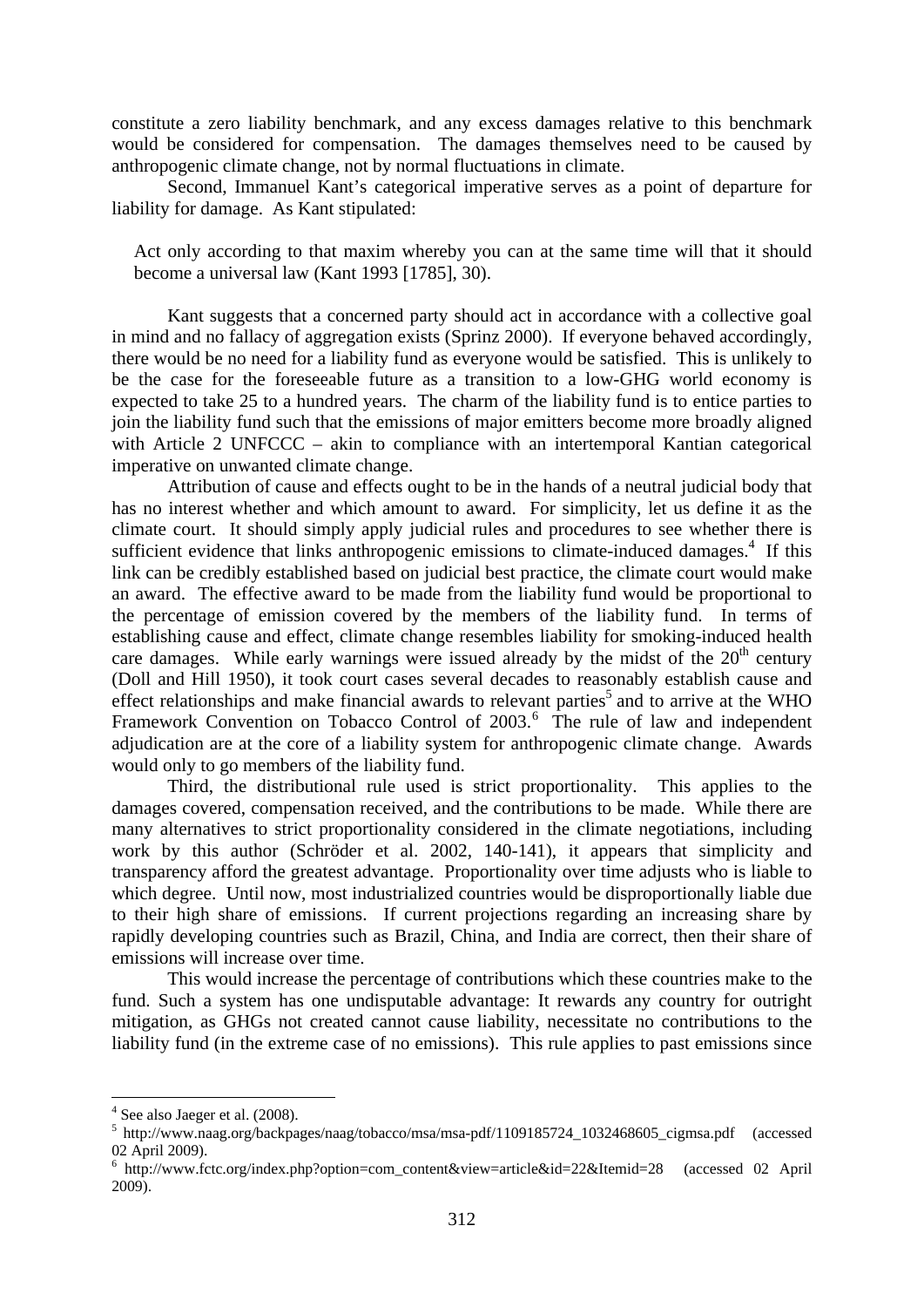constitute a zero liability benchmark, and any excess damages relative to this benchmark would be considered for compensation. The damages themselves need to be caused by anthropogenic climate change, not by normal fluctuations in climate.

Second, Immanuel Kant's categorical imperative serves as a point of departure for liability for damage. As Kant stipulated:

> Act only according to that maxim whereby you can at the same time will that it should become a universal law (Kant 1993 [1785], 30).

Kant suggests that a concerned party should act in accordance with a collective goal in mind and no fallacy of aggregation exists (Sprinz 2000). If everyone behaved accordingly, there would be no need for a liability fund as everyone would be satisfied. This is unlikely to be the case for the foreseeable future as a transition to a low-GHG world economy is expected to take 25 to a hundred years. The charm of the liability fund is to entice parties to join the liability fund such that the emissions of major emitters become more broadly aligned with Article 2 UNFCCC – akin to compliance with an intertemporal Kantian categorical imperative on unwanted climate change.

Attribution of cause and effects ought to be in the hands of a neutral judicial body that has no interest whether and which amount to award. For simplicity, let us define it as the climate court. It should simply apply judicial rules and procedures to see whether there is sufficient evidence that links anthropogenic emissions to climate-induced damages.[4] If this link can be credibly established based on judicial best practice, the climate court would make an award. The effective award to be made from the liability fund would be proportional to the percentage of emission covered by the members of the liability fund. In terms of establishing cause and effect, climate change resembles liability for smoking-induced health care damages. While early warnings were issued already by the midst of the 20$^{th}$ century (Doll and Hill 1950), it took court cases several decades to reasonably establish cause and effect relationships and make financial awards to relevant parties[5] and to arrive at the WHO Framework Convention on Tobacco Control of 2003.[6] The rule of law and independent adjudication are at the core of a liability system for anthropogenic climate change. Awards would only to go members of the liability fund.

Third, the distributional rule used is strict proportionality. This applies to the damages covered, compensation received, and the contributions to be made. While there are many alternatives to strict proportionality considered in the climate negotiations, including work by this author (Schröder et al. 2002, 140-141), it appears that simplicity and transparency afford the greatest advantage. Proportionality over time adjusts who is liable to which degree. Until now, most industrialized countries would be disproportionally liable due to their high share of emissions. If current projections regarding an increasing share by rapidly developing countries such as Brazil, China, and India are correct, then their share of emissions will increase over time.

This would increase the percentage of contributions which these countries make to the fund. Such a system has one undisputable advantage: It rewards any country for outright mitigation, as GHGs not created cannot cause liability, necessitate no contributions to the liability fund (in the extreme case of no emissions). This rule applies to past emissions since

---

[4] See also Jaeger et al. (2008).

[5] http://www.naag.org/backpages/naag/tobacco/msa/msa-pdf/1109185724_1032468605_cigmsa.pdf (accessed 02 April 2009).

[6] http://www.fctc.org/index.php?option=com_content&view=article&id=22&Itemid=28 (accessed 02 April 2009).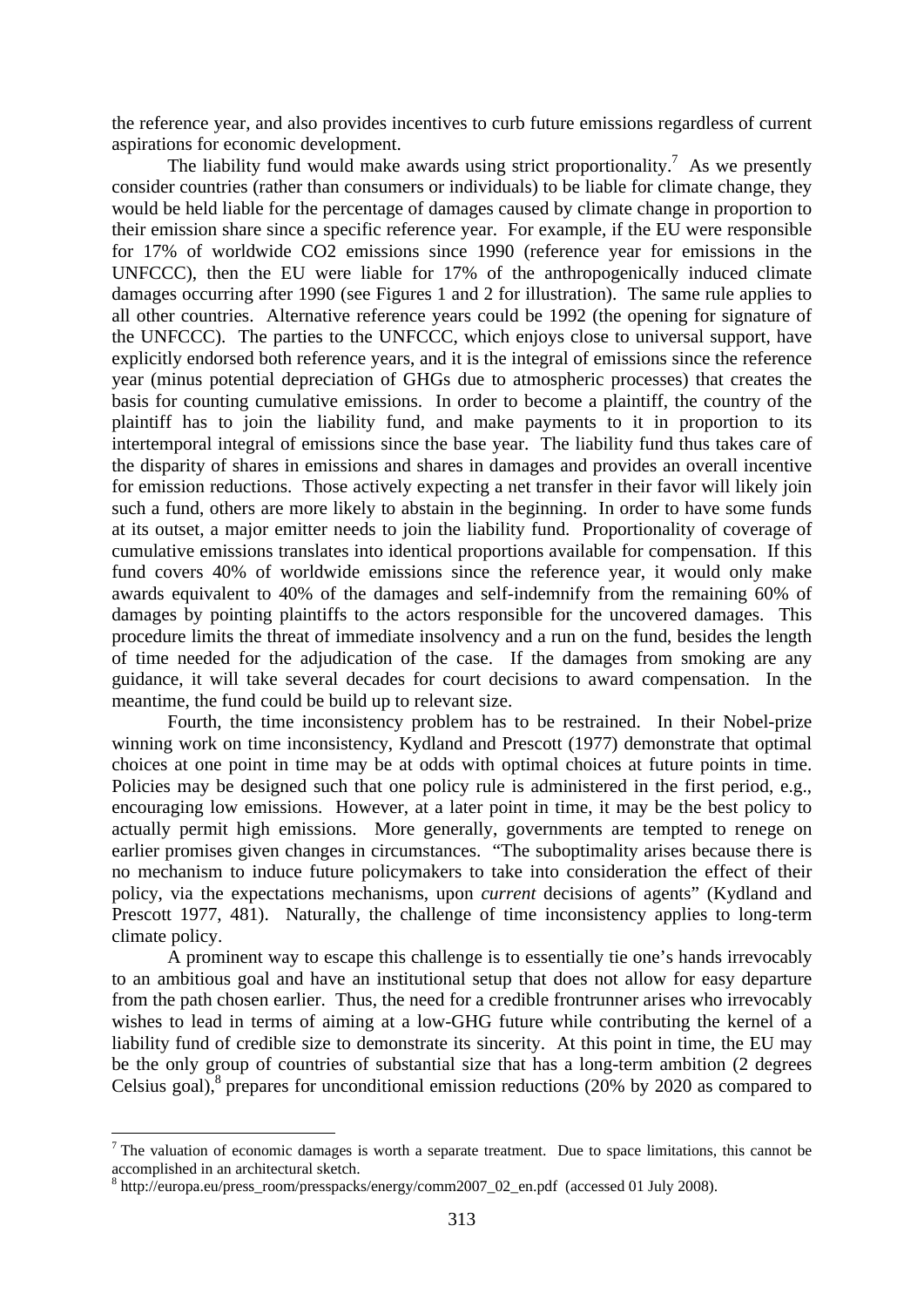the reference year, and also provides incentives to curb future emissions regardless of current aspirations for economic development.

The liability fund would make awards using strict proportionality.[7] As we presently consider countries (rather than consumers or individuals) to be liable for climate change, they would be held liable for the percentage of damages caused by climate change in proportion to their emission share since a specific reference year. For example, if the EU were responsible for 17% of worldwide $CO_2$ emissions since 1990 (reference year for emissions in the UNFCCC), then the EU were liable for 17% of the anthropogenically induced climate damages occurring after 1990 (see Figures 1 and 2 for illustration). The same rule applies to all other countries. Alternative reference years could be 1992 (the opening for signature of the UNFCCC). The parties to the UNFCCC, which enjoys close to universal support, have explicitly endorsed both reference years, and it is the integral of emissions since the reference year (minus potential depreciation of GHGs due to atmospheric processes) that creates the basis for counting cumulative emissions. In order to become a plaintiff, the country of the plaintiff has to join the liability fund, and make payments to it in proportion to its intertemporal integral of emissions since the base year. The liability fund thus takes care of the disparity of shares in emissions and shares in damages and provides an overall incentive for emission reductions. Those actively expecting a net transfer in their favor will likely join such a fund, others are more likely to abstain in the beginning. In order to have some funds at its outset, a major emitter needs to join the liability fund. Proportionality of coverage of cumulative emissions translates into identical proportions available for compensation. If this fund covers 40% of worldwide emissions since the reference year, it would only make awards equivalent to 40% of the damages and self-indemnify from the remaining 60% of damages by pointing plaintiffs to the actors responsible for the uncovered damages. This procedure limits the threat of immediate insolvency and a run on the fund, besides the length of time needed for the adjudication of the case. If the damages from smoking are any guidance, it will take several decades for court decisions to award compensation. In the meantime, the fund could be build up to relevant size.

Fourth, the time inconsistency problem has to be restrained. In their Nobel-prize winning work on time inconsistency, Kydland and Prescott (1977) demonstrate that optimal choices at one point in time may be at odds with optimal choices at future points in time. Policies may be designed such that one policy rule is administered in the first period, e.g., encouraging low emissions. However, at a later point in time, it may be the best policy to actually permit high emissions. More generally, governments are tempted to renege on earlier promises given changes in circumstances. "The suboptimality arises because there is no mechanism to induce future policymakers to take into consideration the effect of their policy, via the expectations mechanisms, upon *current* decisions of agents" (Kydland and Prescott 1977, 481). Naturally, the challenge of time inconsistency applies to long-term climate policy.

A prominent way to escape this challenge is to essentially tie one's hands irrevocably to an ambitious goal and have an institutional setup that does not allow for easy departure from the path chosen earlier. Thus, the need for a credible frontrunner arises who irrevocably wishes to lead in terms of aiming at a low-GHG future while contributing the kernel of a liability fund of credible size to demonstrate its sincerity. At this point in time, the EU may be the only group of countries of substantial size that has a long-term ambition (2 degrees Celsius goal),[8] prepares for unconditional emission reductions (20% by 2020 as compared to

---

[7] The valuation of economic damages is worth a separate treatment. Due to space limitations, this cannot be accomplished in an architectural sketch.

[8] http://europa.eu/press_room/presspacks/energy/comm2007_02_en.pdf (accessed 01 July 2008).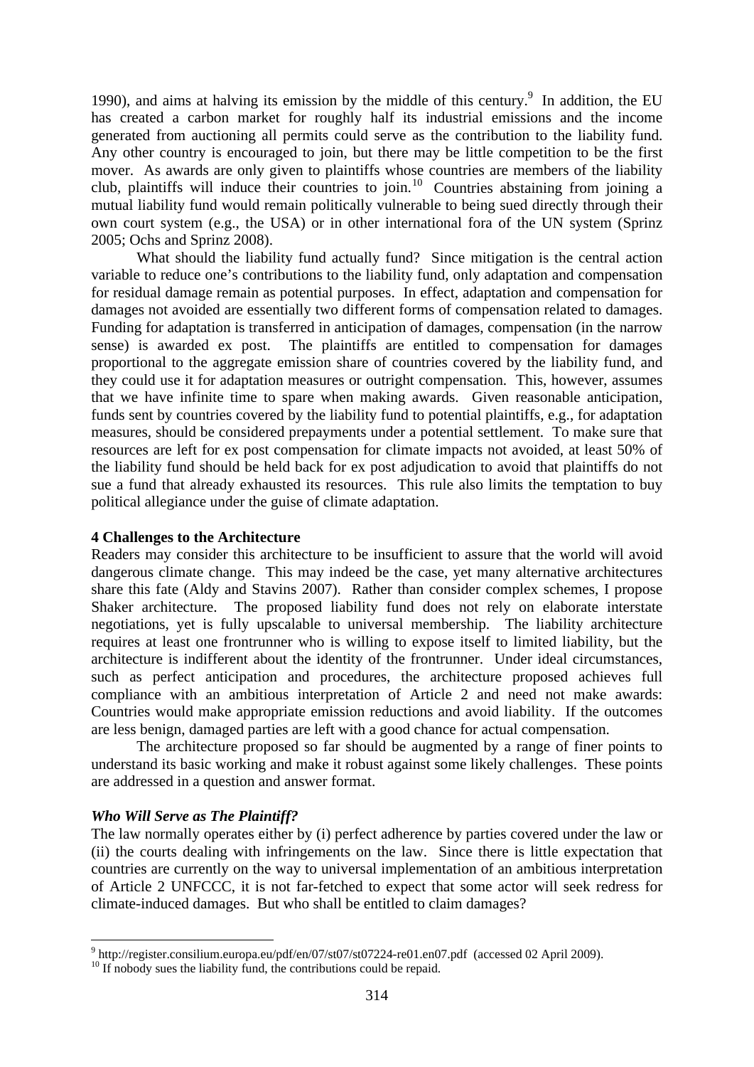1990), and aims at halving its emission by the middle of this century.[9] In addition, the EU has created a carbon market for roughly half its industrial emissions and the income generated from auctioning all permits could serve as the contribution to the liability fund. Any other country is encouraged to join, but there may be little competition to be the first mover. As awards are only given to plaintiffs whose countries are members of the liability club, plaintiffs will induce their countries to join.[10] Countries abstaining from joining a mutual liability fund would remain politically vulnerable to being sued directly through their own court system (e.g., the USA) or in other international fora of the UN system (Sprinz 2005; Ochs and Sprinz 2008).

What should the liability fund actually fund? Since mitigation is the central action variable to reduce one's contributions to the liability fund, only adaptation and compensation for residual damage remain as potential purposes. In effect, adaptation and compensation for damages not avoided are essentially two different forms of compensation related to damages. Funding for adaptation is transferred in anticipation of damages, compensation (in the narrow sense) is awarded ex post. The plaintiffs are entitled to compensation for damages proportional to the aggregate emission share of countries covered by the liability fund, and they could use it for adaptation measures or outright compensation. This, however, assumes that we have infinite time to spare when making awards. Given reasonable anticipation, funds sent by countries covered by the liability fund to potential plaintiffs, e.g., for adaptation measures, should be considered prepayments under a potential settlement. To make sure that resources are left for ex post compensation for climate impacts not avoided, at least 50% of the liability fund should be held back for ex post adjudication to avoid that plaintiffs do not sue a fund that already exhausted its resources. This rule also limits the temptation to buy political allegiance under the guise of climate adaptation.

## 4 Challenges to the Architecture

Readers may consider this architecture to be insufficient to assure that the world will avoid dangerous climate change. This may indeed be the case, yet many alternative architectures share this fate (Aldy and Stavins 2007). Rather than consider complex schemes, I propose Shaker architecture. The proposed liability fund does not rely on elaborate interstate negotiations, yet is fully upscalable to universal membership. The liability architecture requires at least one frontrunner who is willing to expose itself to limited liability, but the architecture is indifferent about the identity of the frontrunner. Under ideal circumstances, such as perfect anticipation and procedures, the architecture proposed achieves full compliance with an ambitious interpretation of Article 2 and need not make awards: Countries would make appropriate emission reductions and avoid liability. If the outcomes are less benign, damaged parties are left with a good chance for actual compensation.

The architecture proposed so far should be augmented by a range of finer points to understand its basic working and make it robust against some likely challenges. These points are addressed in a question and answer format.

### *Who Will Serve as The Plaintiff?*

The law normally operates either by (i) perfect adherence by parties covered under the law or (ii) the courts dealing with infringements on the law. Since there is little expectation that countries are currently on the way to universal implementation of an ambitious interpretation of Article 2 UNFCCC, it is not far-fetched to expect that some actor will seek redress for climate-induced damages. But who shall be entitled to claim damages?

---

[9] http://register.consilium.europa.eu/pdf/en/07/st07/st07224-re01.en07.pdf (accessed 02 April 2009).

[10] If nobody sues the liability fund, the contributions could be repaid.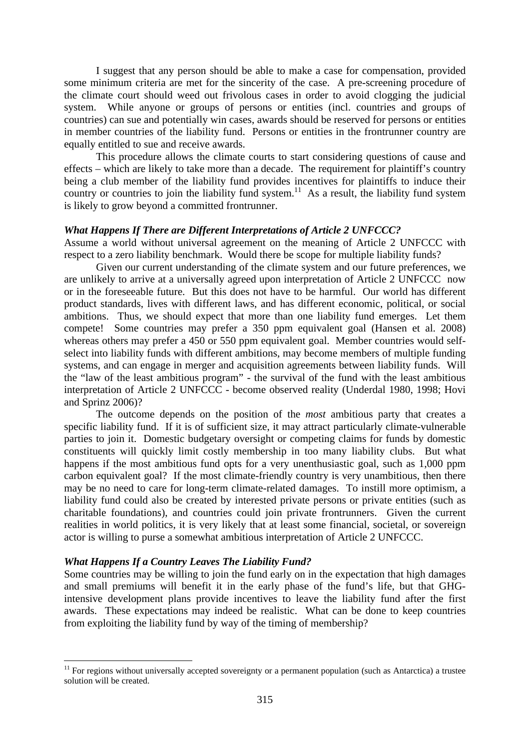I suggest that any person should be able to make a case for compensation, provided some minimum criteria are met for the sincerity of the case. A pre-screening procedure of the climate court should weed out frivolous cases in order to avoid clogging the judicial system. While anyone or groups of persons or entities (incl. countries and groups of countries) can sue and potentially win cases, awards should be reserved for persons or entities in member countries of the liability fund. Persons or entities in the frontrunner country are equally entitled to sue and receive awards.

This procedure allows the climate courts to start considering questions of cause and effects – which are likely to take more than a decade. The requirement for plaintiff's country being a club member of the liability fund provides incentives for plaintiffs to induce their country or countries to join the liability fund system.[11] As a result, the liability fund system is likely to grow beyond a committed frontrunner.

***What Happens If There are Different Interpretations of Article 2 UNFCCC?***

Assume a world without universal agreement on the meaning of Article 2 UNFCCC with respect to a zero liability benchmark. Would there be scope for multiple liability funds?

Given our current understanding of the climate system and our future preferences, we are unlikely to arrive at a universally agreed upon interpretation of Article 2 UNFCCC now or in the foreseeable future. But this does not have to be harmful. Our world has different product standards, lives with different laws, and has different economic, political, or social ambitions. Thus, we should expect that more than one liability fund emerges. Let them compete! Some countries may prefer a 350 ppm equivalent goal (Hansen et al. 2008) whereas others may prefer a 450 or 550 ppm equivalent goal. Member countries would self-select into liability funds with different ambitions, may become members of multiple funding systems, and can engage in merger and acquisition agreements between liability funds. Will the "law of the least ambitious program" - the survival of the fund with the least ambitious interpretation of Article 2 UNFCCC - become observed reality (Underdal 1980, 1998; Hovi and Sprinz 2006)?

The outcome depends on the position of the *most* ambitious party that creates a specific liability fund. If it is of sufficient size, it may attract particularly climate-vulnerable parties to join it. Domestic budgetary oversight or competing claims for funds by domestic constituents will quickly limit costly membership in too many liability clubs. But what happens if the most ambitious fund opts for a very unenthusiastic goal, such as 1,000 ppm carbon equivalent goal? If the most climate-friendly country is very unambitious, then there may be no need to care for long-term climate-related damages. To instill more optimism, a liability fund could also be created by interested private persons or private entities (such as charitable foundations), and countries could join private frontrunners. Given the current realities in world politics, it is very likely that at least some financial, societal, or sovereign actor is willing to purse a somewhat ambitious interpretation of Article 2 UNFCCC.

***What Happens If a Country Leaves The Liability Fund?***

Some countries may be willing to join the fund early on in the expectation that high damages and small premiums will benefit it in the early phase of the fund's life, but that GHG-intensive development plans provide incentives to leave the liability fund after the first awards. These expectations may indeed be realistic. What can be done to keep countries from exploiting the liability fund by way of the timing of membership?

---

[11] For regions without universally accepted sovereignty or a permanent population (such as Antarctica) a trustee solution will be created.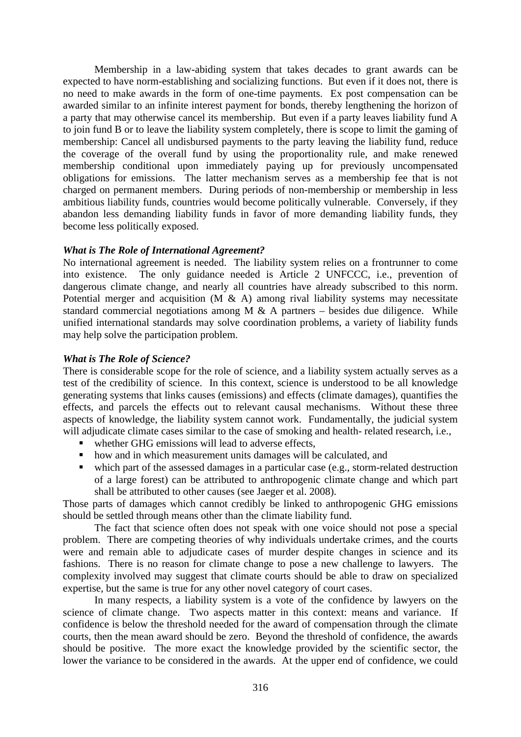Membership in a law-abiding system that takes decades to grant awards can be expected to have norm-establishing and socializing functions. But even if it does not, there is no need to make awards in the form of one-time payments. Ex post compensation can be awarded similar to an infinite interest payment for bonds, thereby lengthening the horizon of a party that may otherwise cancel its membership. But even if a party leaves liability fund A to join fund B or to leave the liability system completely, there is scope to limit the gaming of membership: Cancel all undisbursed payments to the party leaving the liability fund, reduce the coverage of the overall fund by using the proportionality rule, and make renewed membership conditional upon immediately paying up for previously uncompensated obligations for emissions. The latter mechanism serves as a membership fee that is not charged on permanent members. During periods of non-membership or membership in less ambitious liability funds, countries would become politically vulnerable. Conversely, if they abandon less demanding liability funds in favor of more demanding liability funds, they become less politically exposed.

***What is The Role of International Agreement?***

No international agreement is needed. The liability system relies on a frontrunner to come into existence. The only guidance needed is Article 2 UNFCCC, i.e., prevention of dangerous climate change, and nearly all countries have already subscribed to this norm. Potential merger and acquisition (M & A) among rival liability systems may necessitate standard commercial negotiations among M & A partners – besides due diligence. While unified international standards may solve coordination problems, a variety of liability funds may help solve the participation problem.

***What is The Role of Science?***

There is considerable scope for the role of science, and a liability system actually serves as a test of the credibility of science. In this context, science is understood to be all knowledge generating systems that links causes (emissions) and effects (climate damages), quantifies the effects, and parcels the effects out to relevant causal mechanisms. Without these three aspects of knowledge, the liability system cannot work. Fundamentally, the judicial system will adjudicate climate cases similar to the case of smoking and health- related research, i.e.,

- whether GHG emissions will lead to adverse effects,
- how and in which measurement units damages will be calculated, and
- which part of the assessed damages in a particular case (e.g., storm-related destruction of a large forest) can be attributed to anthropogenic climate change and which part shall be attributed to other causes (see Jaeger et al. 2008).

Those parts of damages which cannot credibly be linked to anthropogenic GHG emissions should be settled through means other than the climate liability fund.

The fact that science often does not speak with one voice should not pose a special problem. There are competing theories of why individuals undertake crimes, and the courts were and remain able to adjudicate cases of murder despite changes in science and its fashions. There is no reason for climate change to pose a new challenge to lawyers. The complexity involved may suggest that climate courts should be able to draw on specialized expertise, but the same is true for any other novel category of court cases.

In many respects, a liability system is a vote of the confidence by lawyers on the science of climate change. Two aspects matter in this context: means and variance. If confidence is below the threshold needed for the award of compensation through the climate courts, then the mean award should be zero. Beyond the threshold of confidence, the awards should be positive. The more exact the knowledge provided by the scientific sector, the lower the variance to be considered in the awards. At the upper end of confidence, we could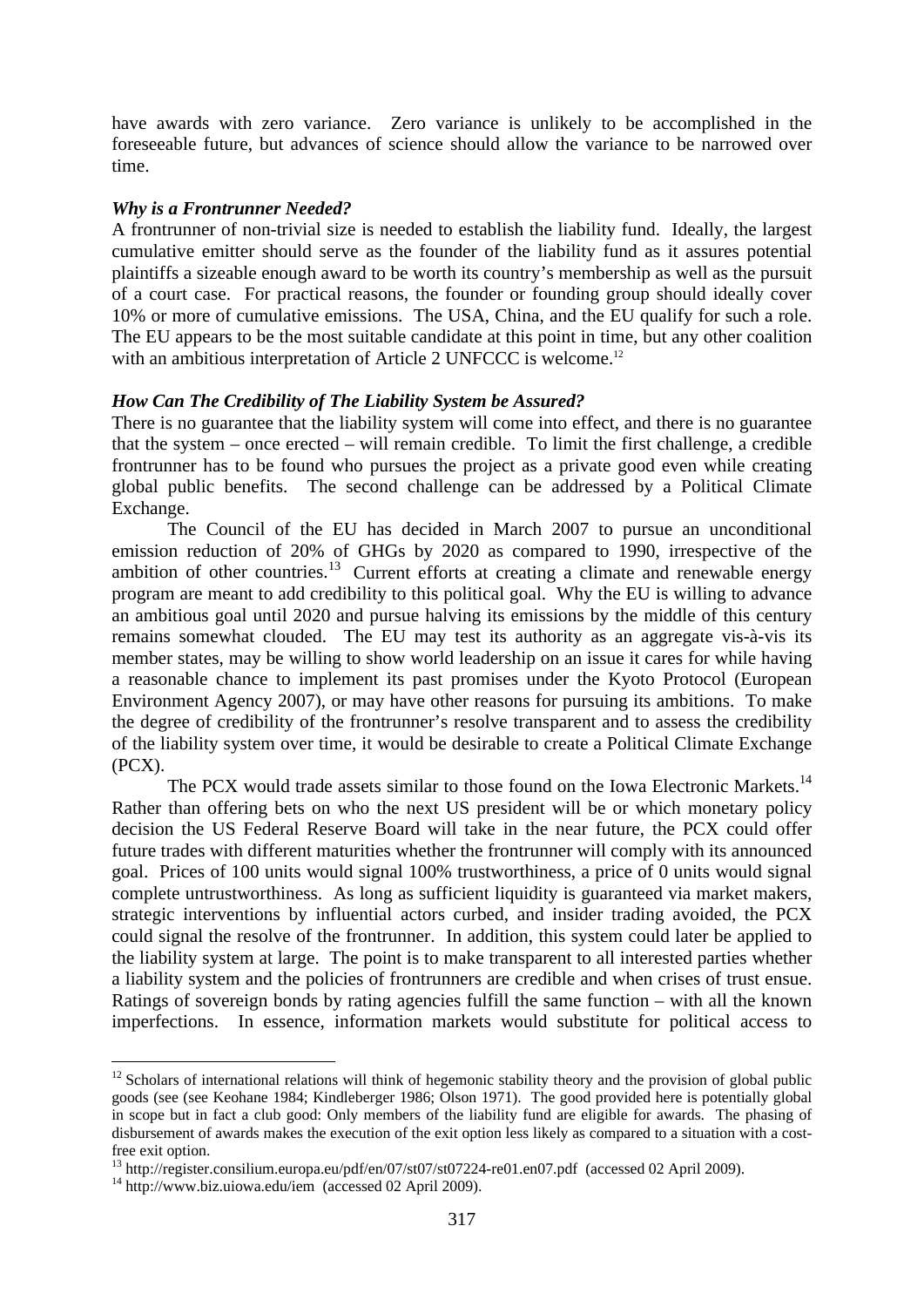have awards with zero variance. Zero variance is unlikely to be accomplished in the foreseeable future, but advances of science should allow the variance to be narrowed over time.

### *Why is a Frontrunner Needed?*

A frontrunner of non-trivial size is needed to establish the liability fund. Ideally, the largest cumulative emitter should serve as the founder of the liability fund as it assures potential plaintiffs a sizeable enough award to be worth its country's membership as well as the pursuit of a court case. For practical reasons, the founder or founding group should ideally cover 10% or more of cumulative emissions. The USA, China, and the EU qualify for such a role. The EU appears to be the most suitable candidate at this point in time, but any other coalition with an ambitious interpretation of Article 2 UNFCCC is welcome.[12]

### *How Can The Credibility of The Liability System be Assured?*

There is no guarantee that the liability system will come into effect, and there is no guarantee that the system – once erected – will remain credible. To limit the first challenge, a credible frontrunner has to be found who pursues the project as a private good even while creating global public benefits. The second challenge can be addressed by a Political Climate Exchange.

The Council of the EU has decided in March 2007 to pursue an unconditional emission reduction of 20% of GHGs by 2020 as compared to 1990, irrespective of the ambition of other countries.[13] Current efforts at creating a climate and renewable energy program are meant to add credibility to this political goal. Why the EU is willing to advance an ambitious goal until 2020 and pursue halving its emissions by the middle of this century remains somewhat clouded. The EU may test its authority as an aggregate vis-à-vis its member states, may be willing to show world leadership on an issue it cares for while having a reasonable chance to implement its past promises under the Kyoto Protocol (European Environment Agency 2007), or may have other reasons for pursuing its ambitions. To make the degree of credibility of the frontrunner's resolve transparent and to assess the credibility of the liability system over time, it would be desirable to create a Political Climate Exchange (PCX).

The PCX would trade assets similar to those found on the Iowa Electronic Markets.[14] Rather than offering bets on who the next US president will be or which monetary policy decision the US Federal Reserve Board will take in the near future, the PCX could offer future trades with different maturities whether the frontrunner will comply with its announced goal. Prices of 100 units would signal 100% trustworthiness, a price of 0 units would signal complete untrustworthiness. As long as sufficient liquidity is guaranteed via market makers, strategic interventions by influential actors curbed, and insider trading avoided, the PCX could signal the resolve of the frontrunner. In addition, this system could later be applied to the liability system at large. The point is to make transparent to all interested parties whether a liability system and the policies of frontrunners are credible and when crises of trust ensue. Ratings of sovereign bonds by rating agencies fulfill the same function – with all the known imperfections. In essence, information markets would substitute for political access to

---

[12] Scholars of international relations will think of hegemonic stability theory and the provision of global public goods (see (see Keohane 1984; Kindleberger 1986; Olson 1971). The good provided here is potentially global in scope but in fact a club good: Only members of the liability fund are eligible for awards. The phasing of disbursement of awards makes the execution of the exit option less likely as compared to a situation with a cost-free exit option.

[13] http://register.consilium.europa.eu/pdf/en/07/st07/st07224-re01.en07.pdf (accessed 02 April 2009).

[14] http://www.biz.uiowa.edu/iem (accessed 02 April 2009).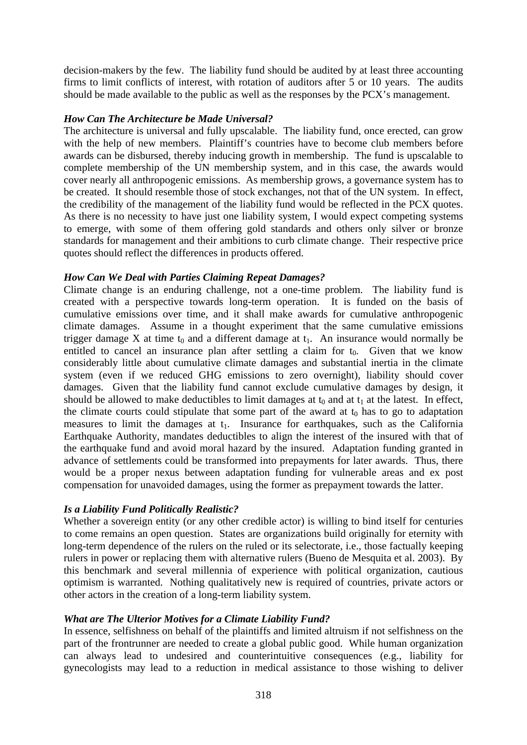decision-makers by the few. The liability fund should be audited by at least three accounting firms to limit conflicts of interest, with rotation of auditors after 5 or 10 years. The audits should be made available to the public as well as the responses by the PCX's management.

***How Can The Architecture be Made Universal?***

The architecture is universal and fully upscalable. The liability fund, once erected, can grow with the help of new members. Plaintiff's countries have to become club members before awards can be disbursed, thereby inducing growth in membership. The fund is upscalable to complete membership of the UN membership system, and in this case, the awards would cover nearly all anthropogenic emissions. As membership grows, a governance system has to be created. It should resemble those of stock exchanges, not that of the UN system. In effect, the credibility of the management of the liability fund would be reflected in the PCX quotes. As there is no necessity to have just one liability system, I would expect competing systems to emerge, with some of them offering gold standards and others only silver or bronze standards for management and their ambitions to curb climate change. Their respective price quotes should reflect the differences in products offered.

***How Can We Deal with Parties Claiming Repeat Damages?***

Climate change is an enduring challenge, not a one-time problem. The liability fund is created with a perspective towards long-term operation. It is funded on the basis of cumulative emissions over time, and it shall make awards for cumulative anthropogenic climate damages. Assume in a thought experiment that the same cumulative emissions trigger damage X at time $t_0$ and a different damage at $t_1$. An insurance would normally be entitled to cancel an insurance plan after settling a claim for $t_0$. Given that we know considerably little about cumulative climate damages and substantial inertia in the climate system (even if we reduced GHG emissions to zero overnight), liability should cover damages. Given that the liability fund cannot exclude cumulative damages by design, it should be allowed to make deductibles to limit damages at $t_0$ and at $t_1$ at the latest. In effect, the climate courts could stipulate that some part of the award at $t_0$ has to go to adaptation measures to limit the damages at $t_1$. Insurance for earthquakes, such as the California Earthquake Authority, mandates deductibles to align the interest of the insured with that of the earthquake fund and avoid moral hazard by the insured. Adaptation funding granted in advance of settlements could be transformed into prepayments for later awards. Thus, there would be a proper nexus between adaptation funding for vulnerable areas and ex post compensation for unavoided damages, using the former as prepayment towards the latter.

***Is a Liability Fund Politically Realistic?***

Whether a sovereign entity (or any other credible actor) is willing to bind itself for centuries to come remains an open question. States are organizations build originally for eternity with long-term dependence of the rulers on the ruled or its selectorate, i.e., those factually keeping rulers in power or replacing them with alternative rulers (Bueno de Mesquita et al. 2003). By this benchmark and several millennia of experience with political organization, cautious optimism is warranted. Nothing qualitatively new is required of countries, private actors or other actors in the creation of a long-term liability system.

***What are The Ulterior Motives for a Climate Liability Fund?***

In essence, selfishness on behalf of the plaintiffs and limited altruism if not selfishness on the part of the frontrunner are needed to create a global public good. While human organization can always lead to undesired and counterintuitive consequences (e.g., liability for gynecologists may lead to a reduction in medical assistance to those wishing to deliver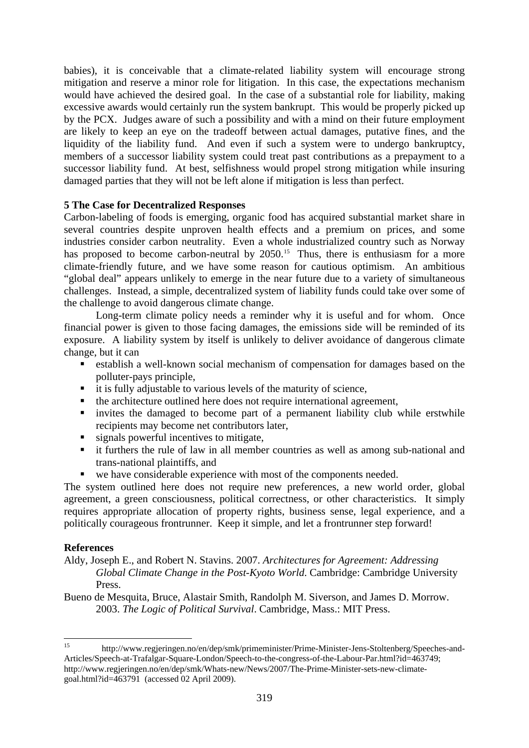babies), it is conceivable that a climate-related liability system will encourage strong mitigation and reserve a minor role for litigation. In this case, the expectations mechanism would have achieved the desired goal. In the case of a substantial role for liability, making excessive awards would certainly run the system bankrupt. This would be properly picked up by the PCX. Judges aware of such a possibility and with a mind on their future employment are likely to keep an eye on the tradeoff between actual damages, putative fines, and the liquidity of the liability fund. And even if such a system were to undergo bankruptcy, members of a successor liability system could treat past contributions as a prepayment to a successor liability fund. At best, selfishness would propel strong mitigation while insuring damaged parties that they will not be left alone if mitigation is less than perfect.

## 5 The Case for Decentralized Responses

Carbon-labeling of foods is emerging, organic food has acquired substantial market share in several countries despite unproven health effects and a premium on prices, and some industries consider carbon neutrality. Even a whole industrialized country such as Norway has proposed to become carbon-neutral by 2050.[15] Thus, there is enthusiasm for a more climate-friendly future, and we have some reason for cautious optimism. An ambitious "global deal" appears unlikely to emerge in the near future due to a variety of simultaneous challenges. Instead, a simple, decentralized system of liability funds could take over some of the challenge to avoid dangerous climate change.

Long-term climate policy needs a reminder why it is useful and for whom. Once financial power is given to those facing damages, the emissions side will be reminded of its exposure. A liability system by itself is unlikely to deliver avoidance of dangerous climate change, but it can

- establish a well-known social mechanism of compensation for damages based on the polluter-pays principle,
- it is fully adjustable to various levels of the maturity of science,
- the architecture outlined here does not require international agreement,
- invites the damaged to become part of a permanent liability club while erstwhile recipients may become net contributors later,
- signals powerful incentives to mitigate,
- it furthers the rule of law in all member countries as well as among sub-national and trans-national plaintiffs, and
- we have considerable experience with most of the components needed.

The system outlined here does not require new preferences, a new world order, global agreement, a green consciousness, political correctness, or other characteristics. It simply requires appropriate allocation of property rights, business sense, legal experience, and a politically courageous frontrunner. Keep it simple, and let a frontrunner step forward!

## References

Aldy, Joseph E., and Robert N. Stavins. 2007. *Architectures for Agreement: Addressing Global Climate Change in the Post-Kyoto World*. Cambridge: Cambridge University Press.

Bueno de Mesquita, Bruce, Alastair Smith, Randolph M. Siverson, and James D. Morrow. 2003. *The Logic of Political Survival*. Cambridge, Mass.: MIT Press.

---

[15] http://www.regjeringen.no/en/dep/smk/primeminister/Prime-Minister-Jens-Stoltenberg/Speeches-and-Articles/Speech-at-Trafalgar-Square-London/Speech-to-the-congress-of-the-Labour-Par.html?id=463749; http://www.regjeringen.no/en/dep/smk/Whats-new/News/2007/The-Prime-Minister-sets-new-climate-goal.html?id=463791 (accessed 02 April 2009).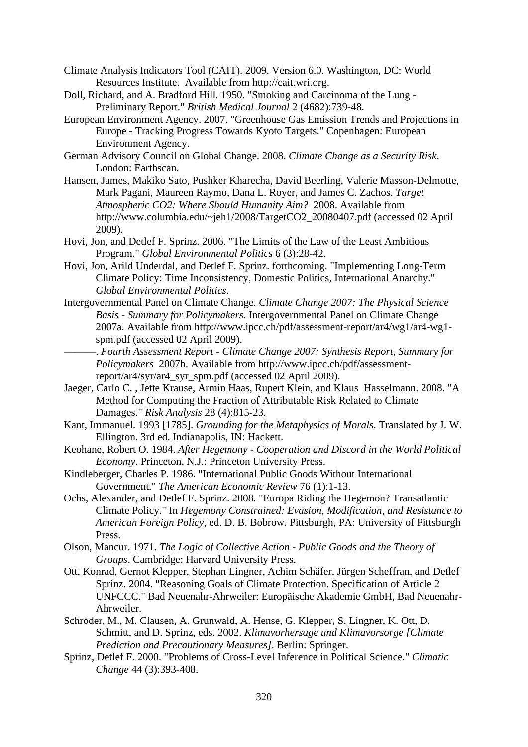Climate Analysis Indicators Tool (CAIT). 2009. Version 6.0. Washington, DC: World Resources Institute. Available from http://cait.wri.org.

Doll, Richard, and A. Bradford Hill. 1950. "Smoking and Carcinoma of the Lung - Preliminary Report." *British Medical Journal* 2 (4682):739-48.

European Environment Agency. 2007. "Greenhouse Gas Emission Trends and Projections in Europe - Tracking Progress Towards Kyoto Targets." Copenhagen: European Environment Agency.

German Advisory Council on Global Change. 2008. *Climate Change as a Security Risk*. London: Earthscan.

Hansen, James, Makiko Sato, Pushker Kharecha, David Beerling, Valerie Masson-Delmotte, Mark Pagani, Maureen Raymo, Dana L. Royer, and James C. Zachos. *Target Atmospheric CO2: Where Should Humanity Aim?* 2008. Available from http://www.columbia.edu/~jeh1/2008/TargetCO2_20080407.pdf (accessed 02 April 2009).

Hovi, Jon, and Detlef F. Sprinz. 2006. "The Limits of the Law of the Least Ambitious Program." *Global Environmental Politics* 6 (3):28-42.

Hovi, Jon, Arild Underdal, and Detlef F. Sprinz. forthcoming. "Implementing Long-Term Climate Policy: Time Inconsistency, Domestic Politics, International Anarchy." *Global Environmental Politics*.

Intergovernmental Panel on Climate Change. *Climate Change 2007: The Physical Science Basis - Summary for Policymakers*. Intergovernmental Panel on Climate Change 2007a. Available from http://www.ipcc.ch/pdf/assessment-report/ar4/wg1/ar4-wg1-spm.pdf (accessed 02 April 2009).

———. *Fourth Assessment Report - Climate Change 2007: Synthesis Report, Summary for Policymakers* 2007b. Available from http://www.ipcc.ch/pdf/assessment-report/ar4/syr/ar4_syr_spm.pdf (accessed 02 April 2009).

Jaeger, Carlo C. , Jette Krause, Armin Haas, Rupert Klein, and Klaus Hasselmann. 2008. "A Method for Computing the Fraction of Attributable Risk Related to Climate Damages." *Risk Analysis* 28 (4):815-23.

Kant, Immanuel. 1993 [1785]. *Grounding for the Metaphysics of Morals*. Translated by J. W. Ellington. 3rd ed. Indianapolis, IN: Hackett.

Keohane, Robert O. 1984. *After Hegemony - Cooperation and Discord in the World Political Economy*. Princeton, N.J.: Princeton University Press.

Kindleberger, Charles P. 1986. "International Public Goods Without International Government." *The American Economic Review* 76 (1):1-13.

Ochs, Alexander, and Detlef F. Sprinz. 2008. "Europa Riding the Hegemon? Transatlantic Climate Policy." In *Hegemony Constrained: Evasion, Modification, and Resistance to American Foreign Policy*, ed. D. B. Bobrow. Pittsburgh, PA: University of Pittsburgh Press.

Olson, Mancur. 1971. *The Logic of Collective Action - Public Goods and the Theory of Groups*. Cambridge: Harvard University Press.

Ott, Konrad, Gernot Klepper, Stephan Lingner, Achim Schäfer, Jürgen Scheffran, and Detlef Sprinz. 2004. "Reasoning Goals of Climate Protection. Specification of Article 2 UNFCCC." Bad Neuenahr-Ahrweiler: Europäische Akademie GmbH, Bad Neuenahr-Ahrweiler.

Schröder, M., M. Clausen, A. Grunwald, A. Hense, G. Klepper, S. Lingner, K. Ott, D. Schmitt, and D. Sprinz, eds. 2002. *Klimavorhersage und Klimavorsorge [Climate Prediction and Precautionary Measures]*. Berlin: Springer.

Sprinz, Detlef F. 2000. "Problems of Cross-Level Inference in Political Science." *Climatic Change* 44 (3):393-408.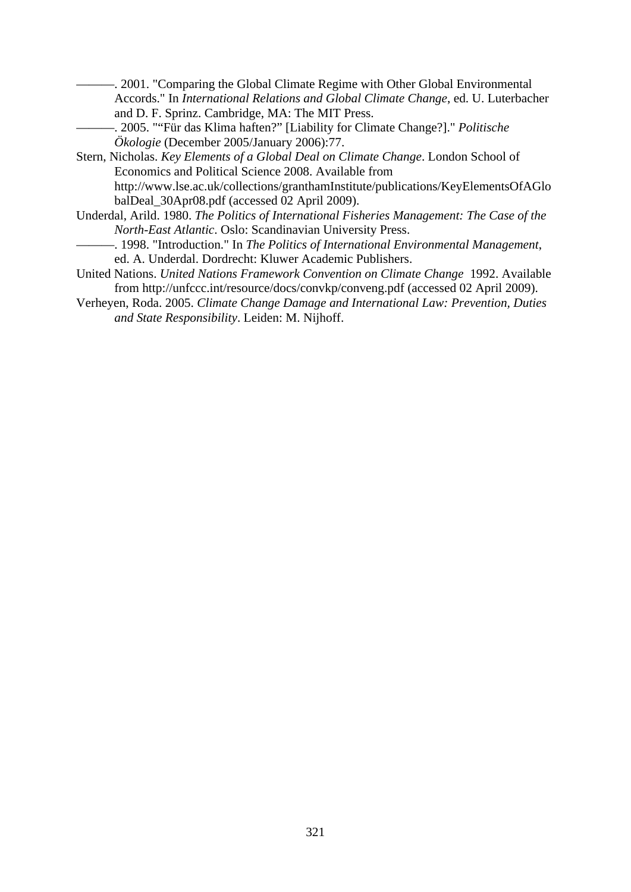———. 2001. "Comparing the Global Climate Regime with Other Global Environmental Accords." In *International Relations and Global Climate Change*, ed. U. Luterbacher and D. F. Sprinz. Cambridge, MA: The MIT Press.

———. 2005. "“Für das Klima haften?” [Liability for Climate Change?]." *Politische Ökologie* (December 2005/January 2006):77.

Stern, Nicholas. *Key Elements of a Global Deal on Climate Change*. London School of Economics and Political Science 2008. Available from http://www.lse.ac.uk/collections/granthamInstitute/publications/KeyElementsOfAGlobalDeal_30Apr08.pdf (accessed 02 April 2009).

Underdal, Arild. 1980. *The Politics of International Fisheries Management: The Case of the North-East Atlantic*. Oslo: Scandinavian University Press.

———. 1998. "Introduction." In *The Politics of International Environmental Management*, ed. A. Underdal. Dordrecht: Kluwer Academic Publishers.

United Nations. *United Nations Framework Convention on Climate Change* 1992. Available from http://unfccc.int/resource/docs/convkp/conveng.pdf (accessed 02 April 2009).

Verheyen, Roda. 2005. *Climate Change Damage and International Law: Prevention, Duties and State Responsibility*. Leiden: M. Nijhoff.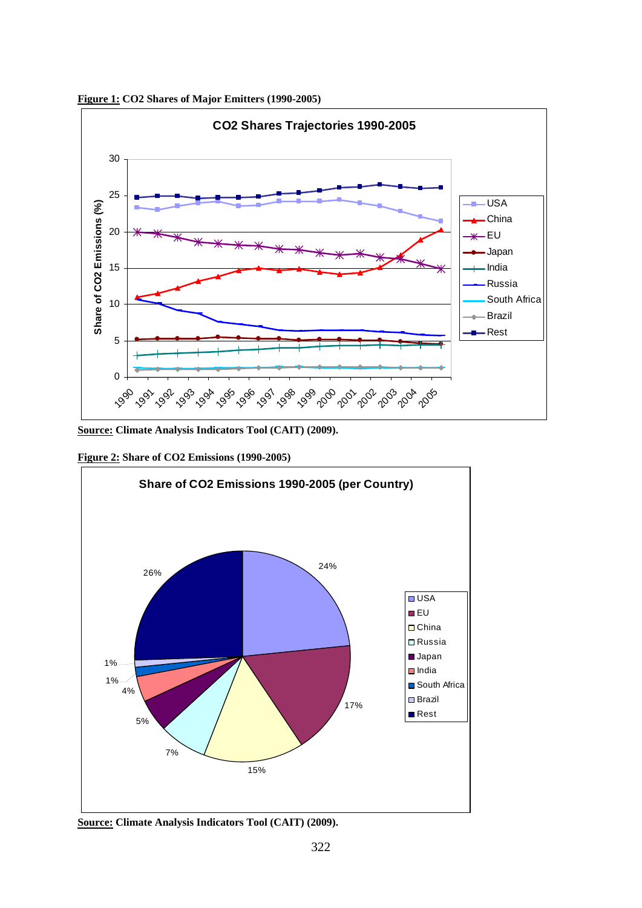**Figure 1:** **CO2 Shares of Major Emitters (1990-2005)**

CO2 Shares Trajectories 1990-2005

Share of CO2 Emissions (%)

30
25
20
15
10
5
0

1990 1991 1992 1993 1994 1995 1996 1997 1998 1999 2000 2001 2002 2003 2004 2005

USA
China
EU
Japan
India
Russia
South Africa
Brazil
Rest

**Source:** **Climate Analysis Indicators Tool (CAIT) (2009).**

**Figure 2:** **Share of CO2 Emissions (1990-2005)**

Share of CO2 Emissions 1990-2005 (per Country)

24%
17%
15%
7%
5%
4%
1%
1%
26%

USA
EU
China
Russia
Japan
India
South Africa
Brazil
Rest

**Source:** **Climate Analysis Indicators Tool (CAIT) (2009).**